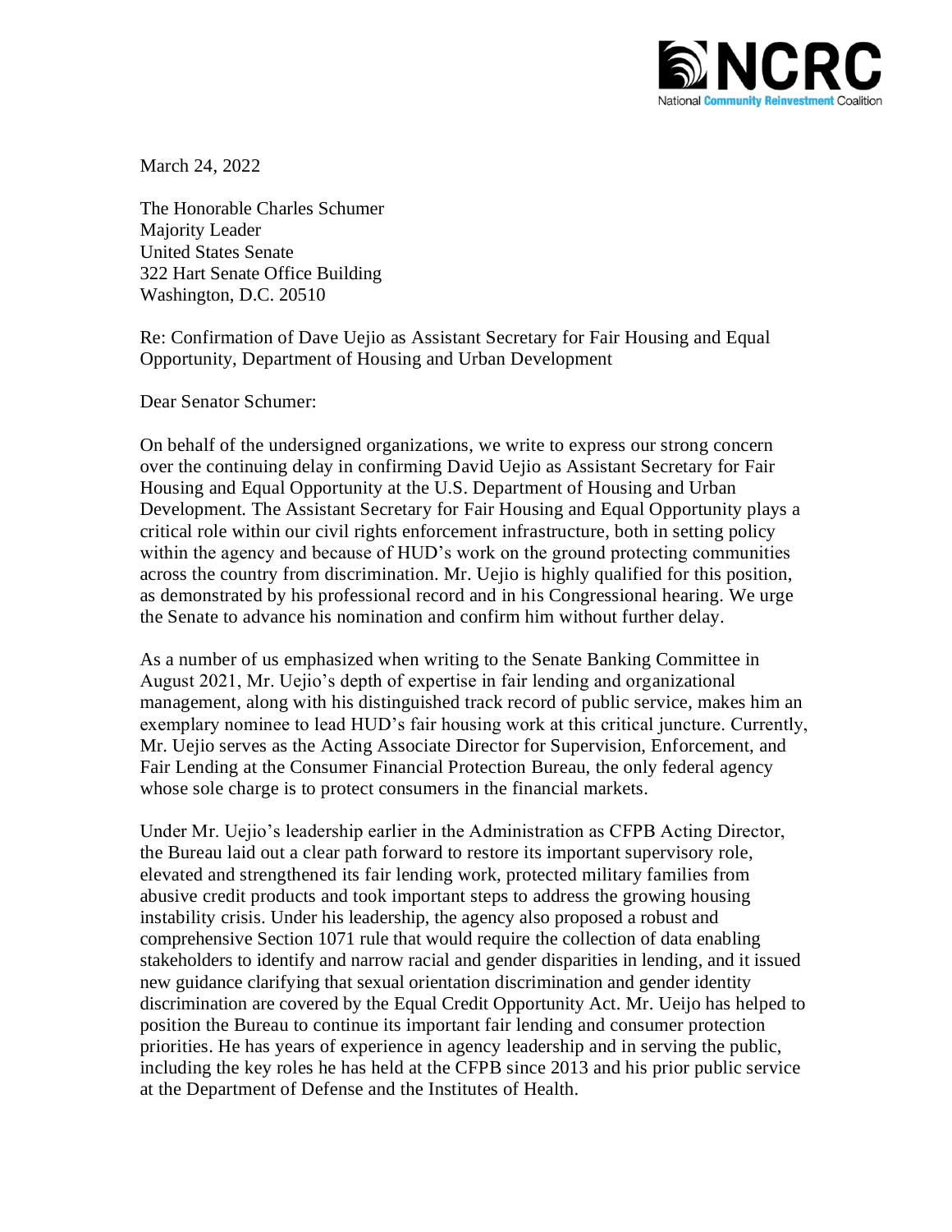March 24, 2022

The Honorable Charles Schumer
Majority Leader
United States Senate
322 Hart Senate Office Building
Washington, D.C. 20510

Re: Confirmation of Dave Uejio as Assistant Secretary for Fair Housing and Equal Opportunity, Department of Housing and Urban Development

Dear Senator Schumer:

On behalf of the undersigned organizations, we write to express our strong concern over the continuing delay in confirming David Uejio as Assistant Secretary for Fair Housing and Equal Opportunity at the U.S. Department of Housing and Urban Development. The Assistant Secretary for Fair Housing and Equal Opportunity plays a critical role within our civil rights enforcement infrastructure, both in setting policy within the agency and because of HUD's work on the ground protecting communities across the country from discrimination. Mr. Uejio is highly qualified for this position, as demonstrated by his professional record and in his Congressional hearing. We urge the Senate to advance his nomination and confirm him without further delay.

As a number of us emphasized when writing to the Senate Banking Committee in August 2021, Mr. Uejio's depth of expertise in fair lending and organizational management, along with his distinguished track record of public service, makes him an exemplary nominee to lead HUD's fair housing work at this critical juncture. Currently, Mr. Uejio serves as the Acting Associate Director for Supervision, Enforcement, and Fair Lending at the Consumer Financial Protection Bureau, the only federal agency whose sole charge is to protect consumers in the financial markets.

Under Mr. Uejio's leadership earlier in the Administration as CFPB Acting Director, the Bureau laid out a clear path forward to restore its important supervisory role, elevated and strengthened its fair lending work, protected military families from abusive credit products and took important steps to address the growing housing instability crisis. Under his leadership, the agency also proposed a robust and comprehensive Section 1071 rule that would require the collection of data enabling stakeholders to identify and narrow racial and gender disparities in lending, and it issued new guidance clarifying that sexual orientation discrimination and gender identity discrimination are covered by the Equal Credit Opportunity Act. Mr. Ueijo has helped to position the Bureau to continue its important fair lending and consumer protection priorities. He has years of experience in agency leadership and in serving the public, including the key roles he has held at the CFPB since 2013 and his prior public service at the Department of Defense and the Institutes of Health.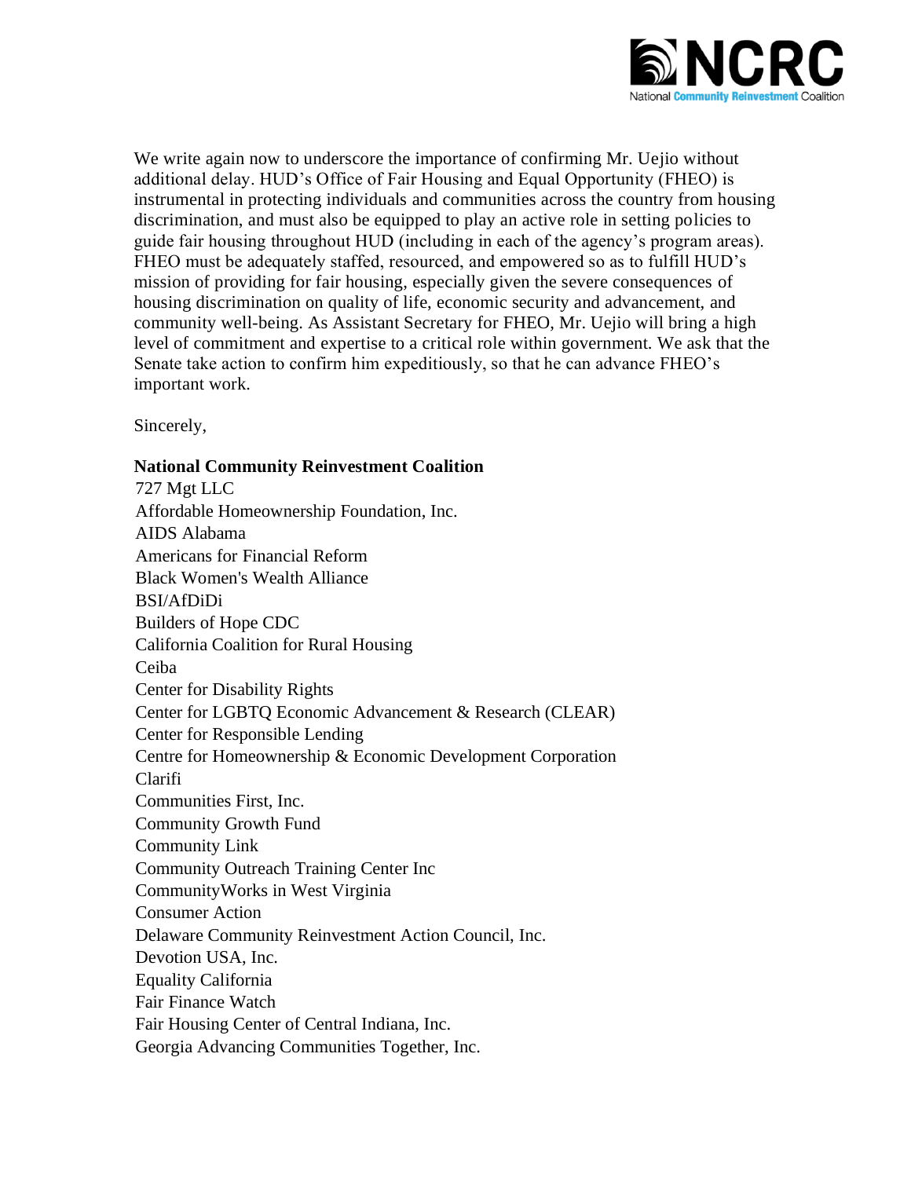We write again now to underscore the importance of confirming Mr. Uejio without additional delay. HUD's Office of Fair Housing and Equal Opportunity (FHEO) is instrumental in protecting individuals and communities across the country from housing discrimination, and must also be equipped to play an active role in setting policies to guide fair housing throughout HUD (including in each of the agency's program areas). FHEO must be adequately staffed, resourced, and empowered so as to fulfill HUD's mission of providing for fair housing, especially given the severe consequences of housing discrimination on quality of life, economic security and advancement, and community well-being. As Assistant Secretary for FHEO, Mr. Uejio will bring a high level of commitment and expertise to a critical role within government. We ask that the Senate take action to confirm him expeditiously, so that he can advance FHEO's important work.

Sincerely,

**National Community Reinvestment Coalition**
727 Mgt LLC
Affordable Homeownership Foundation, Inc.
AIDS Alabama
Americans for Financial Reform
Black Women's Wealth Alliance
BSI/AfDiDi
Builders of Hope CDC
California Coalition for Rural Housing
Ceiba
Center for Disability Rights
Center for LGBTQ Economic Advancement & Research (CLEAR)
Center for Responsible Lending
Centre for Homeownership & Economic Development Corporation
Clarifi
Communities First, Inc.
Community Growth Fund
Community Link
Community Outreach Training Center Inc
CommunityWorks in West Virginia
Consumer Action
Delaware Community Reinvestment Action Council, Inc.
Devotion USA, Inc.
Equality California
Fair Finance Watch
Fair Housing Center of Central Indiana, Inc.
Georgia Advancing Communities Together, Inc.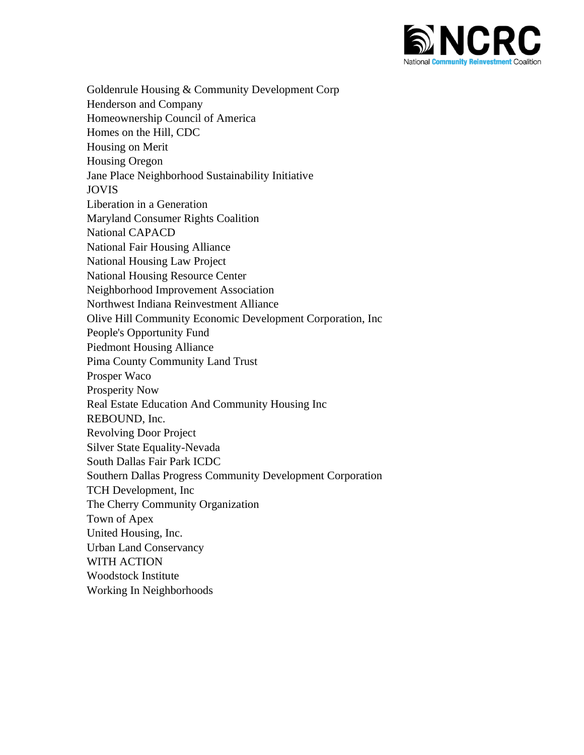Goldenrule Housing & Community Development Corp
Henderson and Company
Homeownership Council of America
Homes on the Hill, CDC
Housing on Merit
Housing Oregon
Jane Place Neighborhood Sustainability Initiative
JOVIS
Liberation in a Generation
Maryland Consumer Rights Coalition
National CAPACD
National Fair Housing Alliance
National Housing Law Project
National Housing Resource Center
Neighborhood Improvement Association
Northwest Indiana Reinvestment Alliance
Olive Hill Community Economic Development Corporation, Inc
People's Opportunity Fund
Piedmont Housing Alliance
Pima County Community Land Trust
Prosper Waco
Prosperity Now
Real Estate Education And Community Housing Inc
REBOUND, Inc.
Revolving Door Project
Silver State Equality-Nevada
South Dallas Fair Park ICDC
Southern Dallas Progress Community Development Corporation
TCH Development, Inc
The Cherry Community Organization
Town of Apex
United Housing, Inc.
Urban Land Conservancy
WITH ACTION
Woodstock Institute
Working In Neighborhoods